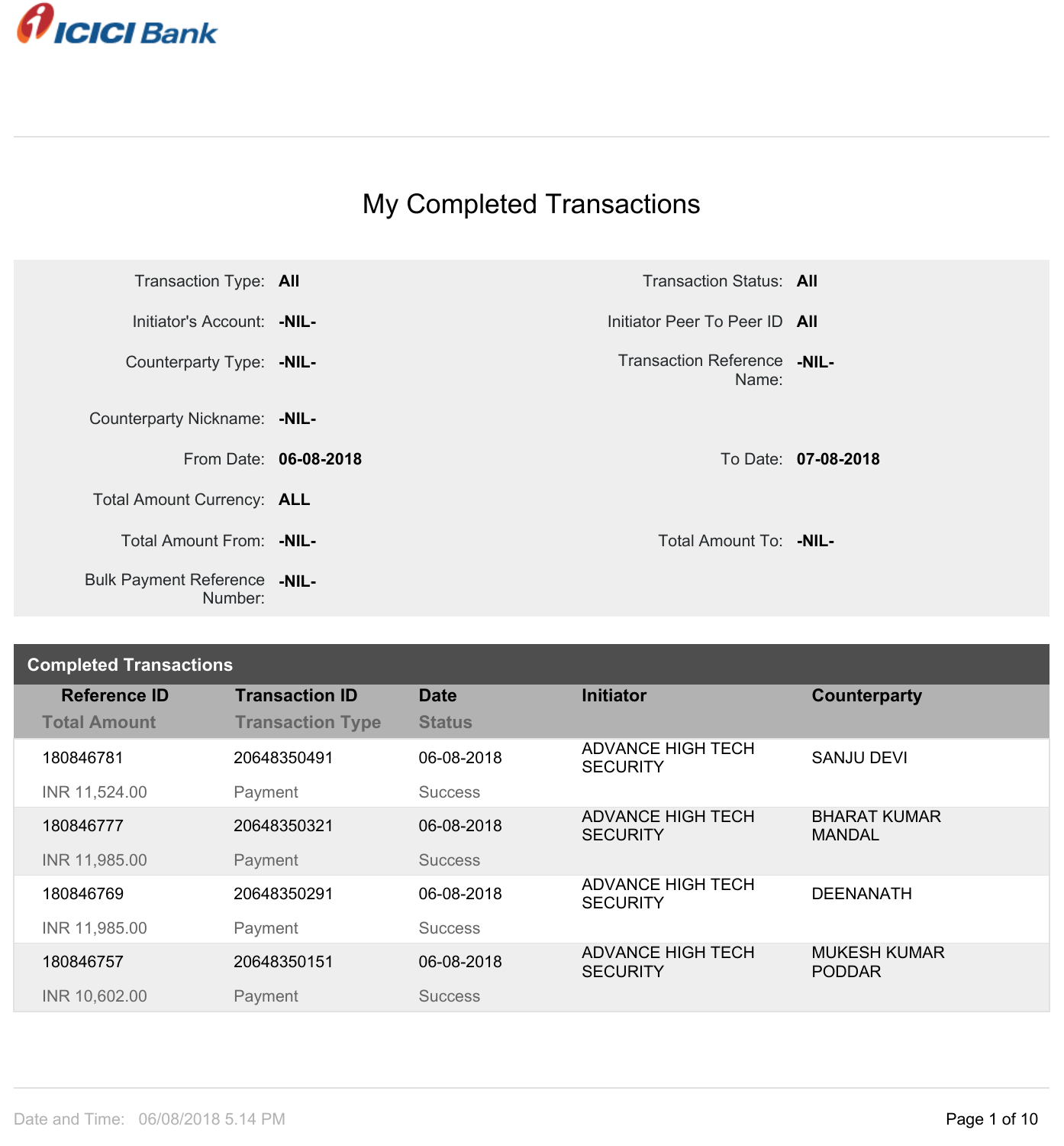ICICI Bank

# My Completed Transactions

| | | | |
|---|---|---|---|
| Transaction Type: | **All** | Transaction Status: | **All** |
| Initiator's Account: | **-NIL-** | Initiator Peer To Peer ID | **All** |
| Counterparty Type: | **-NIL-** | Transaction Reference Name: | **-NIL-** |
| Counterparty Nickname: | **-NIL-** | | |
| From Date: | **06-08-2018** | To Date: | **07-08-2018** |
| Total Amount Currency: | **ALL** | | |
| Total Amount From: | **-NIL-** | Total Amount To: | **-NIL-** |
| Bulk Payment Reference Number: | **-NIL-** | | |

## Completed Transactions

| Reference ID / Total Amount | Transaction ID / Transaction Type | Date / Status | Initiator | Counterparty |
|---|---|---|---|---|
| 180846781<br>INR 11,524.00 | 20648350491<br>Payment | 06-08-2018<br>Success | ADVANCE HIGH TECH SECURITY | SANJU DEVI |
| 180846777<br>INR 11,985.00 | 20648350321<br>Payment | 06-08-2018<br>Success | ADVANCE HIGH TECH SECURITY | BHARAT KUMAR MANDAL |
| 180846769<br>INR 11,985.00 | 20648350291<br>Payment | 06-08-2018<br>Success | ADVANCE HIGH TECH SECURITY | DEENANATH |
| 180846757<br>INR 10,602.00 | 20648350151<br>Payment | 06-08-2018<br>Success | ADVANCE HIGH TECH SECURITY | MUKESH KUMAR PODDAR |

Date and Time: 06/08/2018 5.14 PM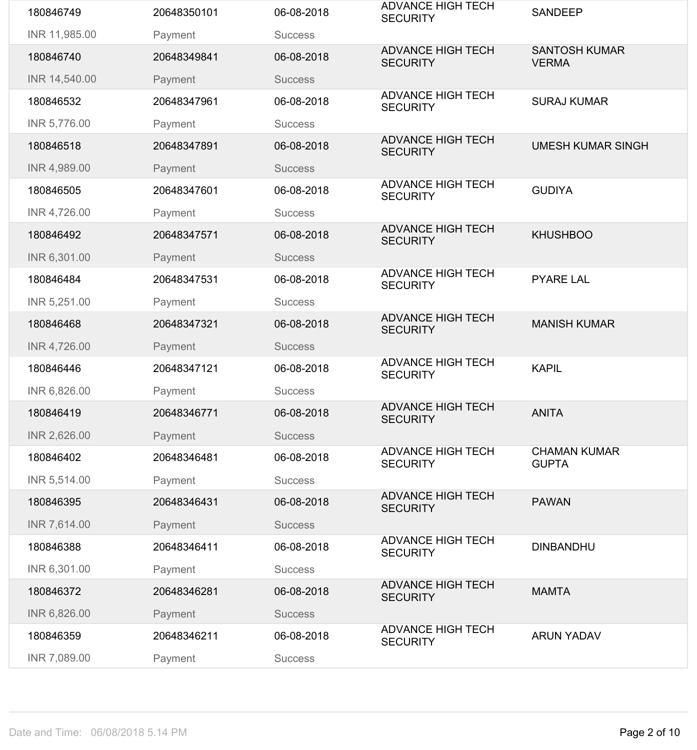| | | | | |
|---|---|---|---|---|
| 180846749 | 20648350101 | 06-08-2018 | ADVANCE HIGH TECH SECURITY | SANDEEP |
| INR 11,985.00 | Payment | Success | | |
| 180846740 | 20648349841 | 06-08-2018 | ADVANCE HIGH TECH SECURITY | SANTOSH KUMAR VERMA |
| INR 14,540.00 | Payment | Success | | |
| 180846532 | 20648347961 | 06-08-2018 | ADVANCE HIGH TECH SECURITY | SURAJ KUMAR |
| INR 5,776.00 | Payment | Success | | |
| 180846518 | 20648347891 | 06-08-2018 | ADVANCE HIGH TECH SECURITY | UMESH KUMAR SINGH |
| INR 4,989.00 | Payment | Success | | |
| 180846505 | 20648347601 | 06-08-2018 | ADVANCE HIGH TECH SECURITY | GUDIYA |
| INR 4,726.00 | Payment | Success | | |
| 180846492 | 20648347571 | 06-08-2018 | ADVANCE HIGH TECH SECURITY | KHUSHBOO |
| INR 6,301.00 | Payment | Success | | |
| 180846484 | 20648347531 | 06-08-2018 | ADVANCE HIGH TECH SECURITY | PYARE LAL |
| INR 5,251.00 | Payment | Success | | |
| 180846468 | 20648347321 | 06-08-2018 | ADVANCE HIGH TECH SECURITY | MANISH KUMAR |
| INR 4,726.00 | Payment | Success | | |
| 180846446 | 20648347121 | 06-08-2018 | ADVANCE HIGH TECH SECURITY | KAPIL |
| INR 6,826.00 | Payment | Success | | |
| 180846419 | 20648346771 | 06-08-2018 | ADVANCE HIGH TECH SECURITY | ANITA |
| INR 2,626.00 | Payment | Success | | |
| 180846402 | 20648346481 | 06-08-2018 | ADVANCE HIGH TECH SECURITY | CHAMAN KUMAR GUPTA |
| INR 5,514.00 | Payment | Success | | |
| 180846395 | 20648346431 | 06-08-2018 | ADVANCE HIGH TECH SECURITY | PAWAN |
| INR 7,614.00 | Payment | Success | | |
| 180846388 | 20648346411 | 06-08-2018 | ADVANCE HIGH TECH SECURITY | DINBANDHU |
| INR 6,301.00 | Payment | Success | | |
| 180846372 | 20648346281 | 06-08-2018 | ADVANCE HIGH TECH SECURITY | MAMTA |
| INR 6,826.00 | Payment | Success | | |
| 180846359 | 20648346211 | 06-08-2018 | ADVANCE HIGH TECH SECURITY | ARUN YADAV |
| INR 7,089.00 | Payment | Success | | |

Date and Time: 06/08/2018 5.14 PM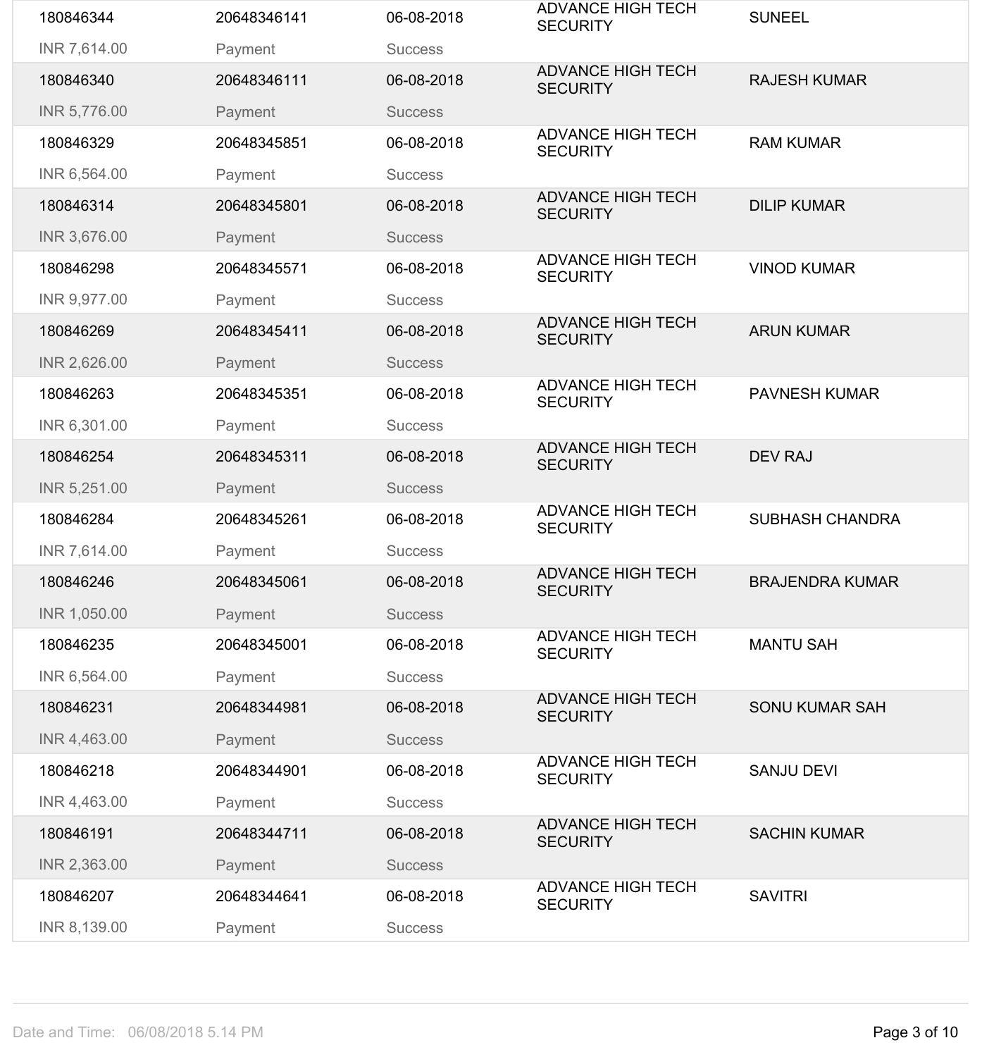| | | | | |
|---|---|---|---|---|
| 180846344<br>INR 7,614.00 | 20648346141<br>Payment | 06-08-2018<br>Success | ADVANCE HIGH TECH SECURITY | SUNEEL |
| 180846340<br>INR 5,776.00 | 20648346111<br>Payment | 06-08-2018<br>Success | ADVANCE HIGH TECH SECURITY | RAJESH KUMAR |
| 180846329<br>INR 6,564.00 | 20648345851<br>Payment | 06-08-2018<br>Success | ADVANCE HIGH TECH SECURITY | RAM KUMAR |
| 180846314<br>INR 3,676.00 | 20648345801<br>Payment | 06-08-2018<br>Success | ADVANCE HIGH TECH SECURITY | DILIP KUMAR |
| 180846298<br>INR 9,977.00 | 20648345571<br>Payment | 06-08-2018<br>Success | ADVANCE HIGH TECH SECURITY | VINOD KUMAR |
| 180846269<br>INR 2,626.00 | 20648345411<br>Payment | 06-08-2018<br>Success | ADVANCE HIGH TECH SECURITY | ARUN KUMAR |
| 180846263<br>INR 6,301.00 | 20648345351<br>Payment | 06-08-2018<br>Success | ADVANCE HIGH TECH SECURITY | PAVNESH KUMAR |
| 180846254<br>INR 5,251.00 | 20648345311<br>Payment | 06-08-2018<br>Success | ADVANCE HIGH TECH SECURITY | DEV RAJ |
| 180846284<br>INR 7,614.00 | 20648345261<br>Payment | 06-08-2018<br>Success | ADVANCE HIGH TECH SECURITY | SUBHASH CHANDRA |
| 180846246<br>INR 1,050.00 | 20648345061<br>Payment | 06-08-2018<br>Success | ADVANCE HIGH TECH SECURITY | BRAJENDRA KUMAR |
| 180846235<br>INR 6,564.00 | 20648345001<br>Payment | 06-08-2018<br>Success | ADVANCE HIGH TECH SECURITY | MANTU SAH |
| 180846231<br>INR 4,463.00 | 20648344981<br>Payment | 06-08-2018<br>Success | ADVANCE HIGH TECH SECURITY | SONU KUMAR SAH |
| 180846218<br>INR 4,463.00 | 20648344901<br>Payment | 06-08-2018<br>Success | ADVANCE HIGH TECH SECURITY | SANJU DEVI |
| 180846191<br>INR 2,363.00 | 20648344711<br>Payment | 06-08-2018<br>Success | ADVANCE HIGH TECH SECURITY | SACHIN KUMAR |
| 180846207<br>INR 8,139.00 | 20648344641<br>Payment | 06-08-2018<br>Success | ADVANCE HIGH TECH SECURITY | SAVITRI |

Date and Time: 06/08/2018 5.14 PM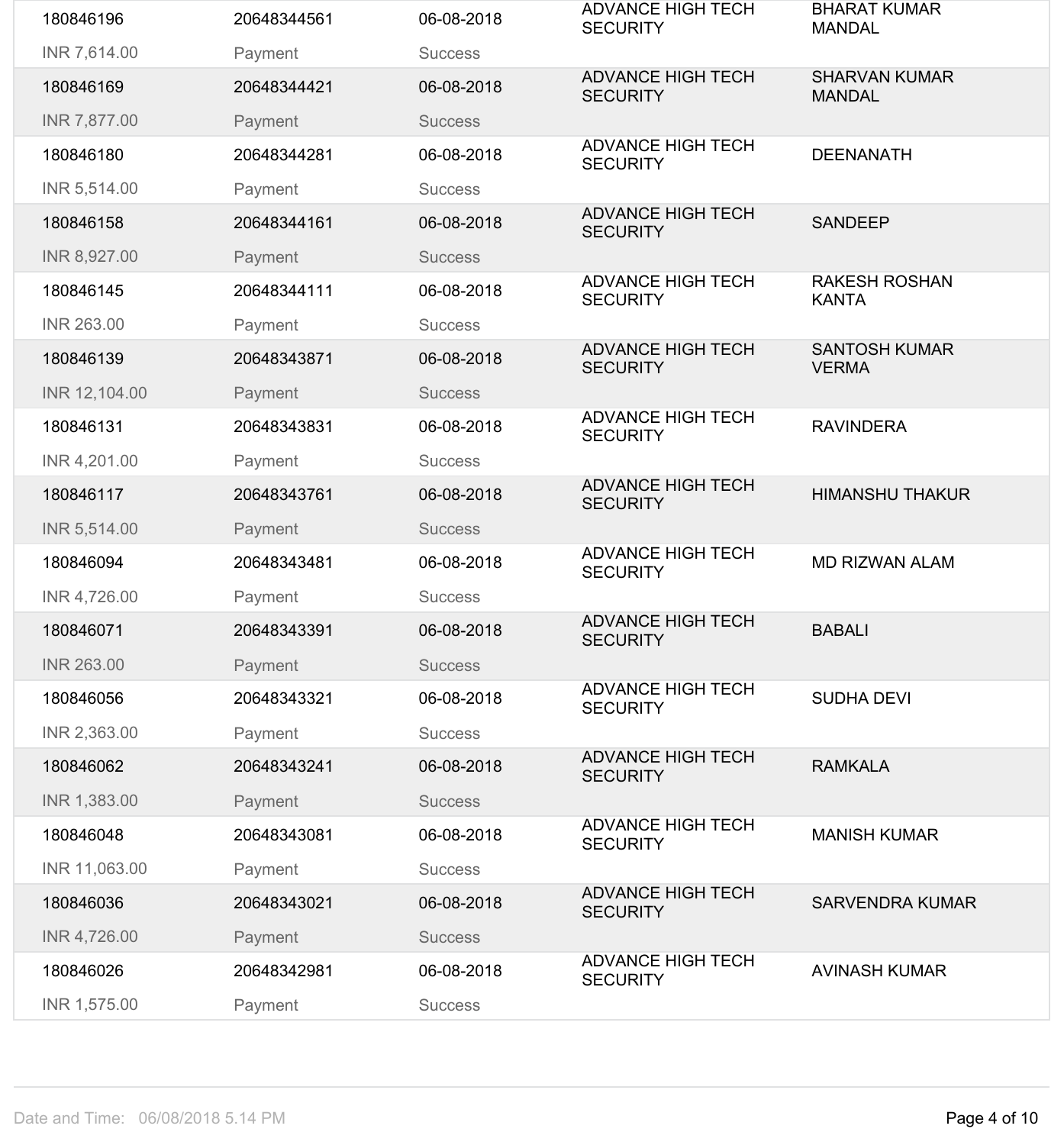| | | | | |
|---|---|---|---|---|
| 180846196<br>INR 7,614.00 | 20648344561<br>Payment | 06-08-2018<br>Success | ADVANCE HIGH TECH SECURITY | BHARAT KUMAR MANDAL |
| 180846169<br>INR 7,877.00 | 20648344421<br>Payment | 06-08-2018<br>Success | ADVANCE HIGH TECH SECURITY | SHARVAN KUMAR MANDAL |
| 180846180<br>INR 5,514.00 | 20648344281<br>Payment | 06-08-2018<br>Success | ADVANCE HIGH TECH SECURITY | DEENANATH |
| 180846158<br>INR 8,927.00 | 20648344161<br>Payment | 06-08-2018<br>Success | ADVANCE HIGH TECH SECURITY | SANDEEP |
| 180846145<br>INR 263.00 | 20648344111<br>Payment | 06-08-2018<br>Success | ADVANCE HIGH TECH SECURITY | RAKESH ROSHAN KANTA |
| 180846139<br>INR 12,104.00 | 20648343871<br>Payment | 06-08-2018<br>Success | ADVANCE HIGH TECH SECURITY | SANTOSH KUMAR VERMA |
| 180846131<br>INR 4,201.00 | 20648343831<br>Payment | 06-08-2018<br>Success | ADVANCE HIGH TECH SECURITY | RAVINDERA |
| 180846117<br>INR 5,514.00 | 20648343761<br>Payment | 06-08-2018<br>Success | ADVANCE HIGH TECH SECURITY | HIMANSHU THAKUR |
| 180846094<br>INR 4,726.00 | 20648343481<br>Payment | 06-08-2018<br>Success | ADVANCE HIGH TECH SECURITY | MD RIZWAN ALAM |
| 180846071<br>INR 263.00 | 20648343391<br>Payment | 06-08-2018<br>Success | ADVANCE HIGH TECH SECURITY | BABALI |
| 180846056<br>INR 2,363.00 | 20648343321<br>Payment | 06-08-2018<br>Success | ADVANCE HIGH TECH SECURITY | SUDHA DEVI |
| 180846062<br>INR 1,383.00 | 20648343241<br>Payment | 06-08-2018<br>Success | ADVANCE HIGH TECH SECURITY | RAMKALA |
| 180846048<br>INR 11,063.00 | 20648343081<br>Payment | 06-08-2018<br>Success | ADVANCE HIGH TECH SECURITY | MANISH KUMAR |
| 180846036<br>INR 4,726.00 | 20648343021<br>Payment | 06-08-2018<br>Success | ADVANCE HIGH TECH SECURITY | SARVENDRA KUMAR |
| 180846026<br>INR 1,575.00 | 20648342981<br>Payment | 06-08-2018<br>Success | ADVANCE HIGH TECH SECURITY | AVINASH KUMAR |

Date and Time: 06/08/2018 5.14 PM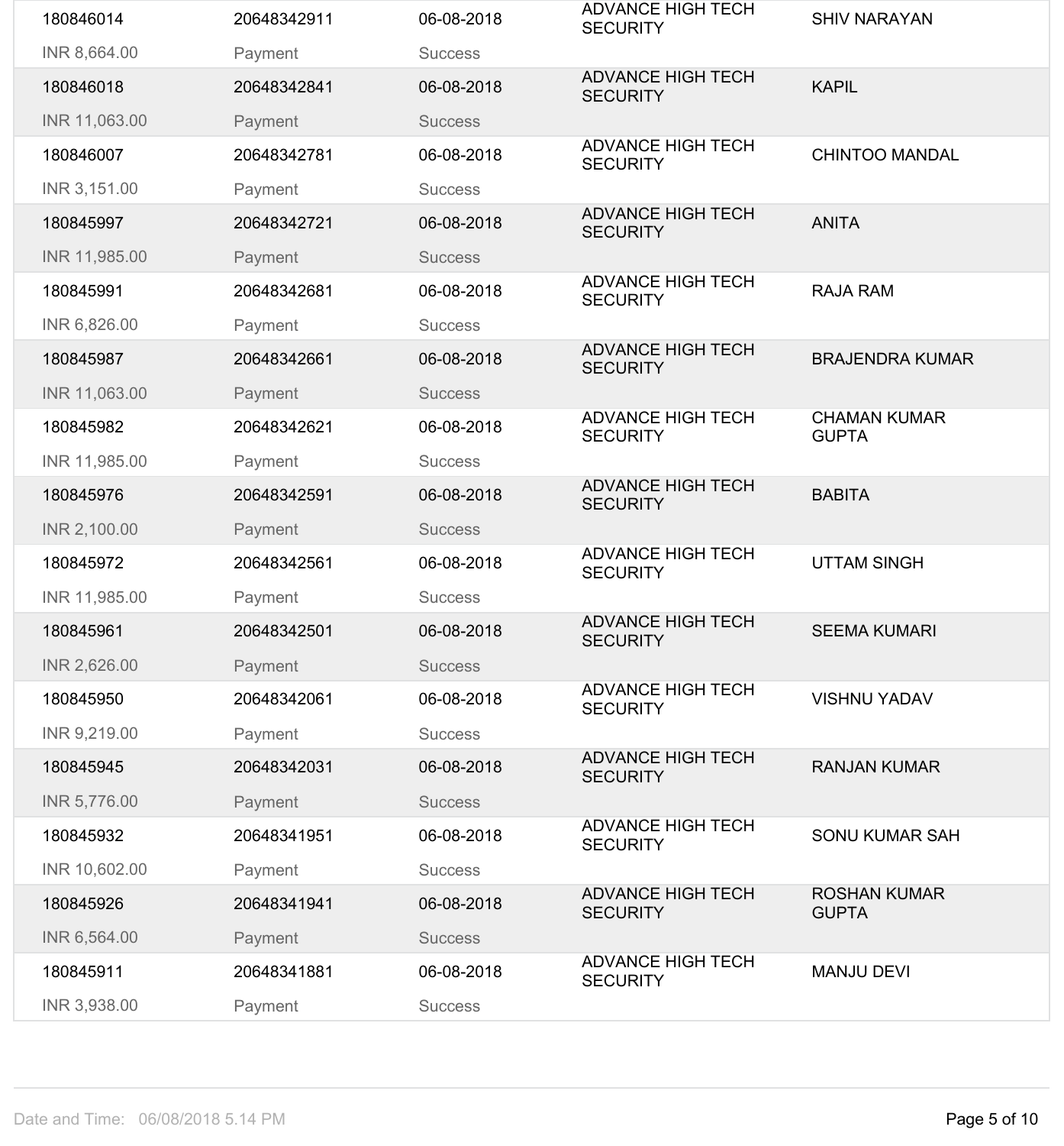| | | | | |
|---|---|---|---|---|
| 180846014 | 20648342911 | 06-08-2018 | ADVANCE HIGH TECH SECURITY | SHIV NARAYAN |
| INR 8,664.00 | Payment | Success | | |
| 180846018 | 20648342841 | 06-08-2018 | ADVANCE HIGH TECH SECURITY | KAPIL |
| INR 11,063.00 | Payment | Success | | |
| 180846007 | 20648342781 | 06-08-2018 | ADVANCE HIGH TECH SECURITY | CHINTOO MANDAL |
| INR 3,151.00 | Payment | Success | | |
| 180845997 | 20648342721 | 06-08-2018 | ADVANCE HIGH TECH SECURITY | ANITA |
| INR 11,985.00 | Payment | Success | | |
| 180845991 | 20648342681 | 06-08-2018 | ADVANCE HIGH TECH SECURITY | RAJA RAM |
| INR 6,826.00 | Payment | Success | | |
| 180845987 | 20648342661 | 06-08-2018 | ADVANCE HIGH TECH SECURITY | BRAJENDRA KUMAR |
| INR 11,063.00 | Payment | Success | | |
| 180845982 | 20648342621 | 06-08-2018 | ADVANCE HIGH TECH SECURITY | CHAMAN KUMAR GUPTA |
| INR 11,985.00 | Payment | Success | | |
| 180845976 | 20648342591 | 06-08-2018 | ADVANCE HIGH TECH SECURITY | BABITA |
| INR 2,100.00 | Payment | Success | | |
| 180845972 | 20648342561 | 06-08-2018 | ADVANCE HIGH TECH SECURITY | UTTAM SINGH |
| INR 11,985.00 | Payment | Success | | |
| 180845961 | 20648342501 | 06-08-2018 | ADVANCE HIGH TECH SECURITY | SEEMA KUMARI |
| INR 2,626.00 | Payment | Success | | |
| 180845950 | 20648342061 | 06-08-2018 | ADVANCE HIGH TECH SECURITY | VISHNU YADAV |
| INR 9,219.00 | Payment | Success | | |
| 180845945 | 20648342031 | 06-08-2018 | ADVANCE HIGH TECH SECURITY | RANJAN KUMAR |
| INR 5,776.00 | Payment | Success | | |
| 180845932 | 20648341951 | 06-08-2018 | ADVANCE HIGH TECH SECURITY | SONU KUMAR SAH |
| INR 10,602.00 | Payment | Success | | |
| 180845926 | 20648341941 | 06-08-2018 | ADVANCE HIGH TECH SECURITY | ROSHAN KUMAR GUPTA |
| INR 6,564.00 | Payment | Success | | |
| 180845911 | 20648341881 | 06-08-2018 | ADVANCE HIGH TECH SECURITY | MANJU DEVI |
| INR 3,938.00 | Payment | Success | | |

Date and Time: 06/08/2018 5.14 PM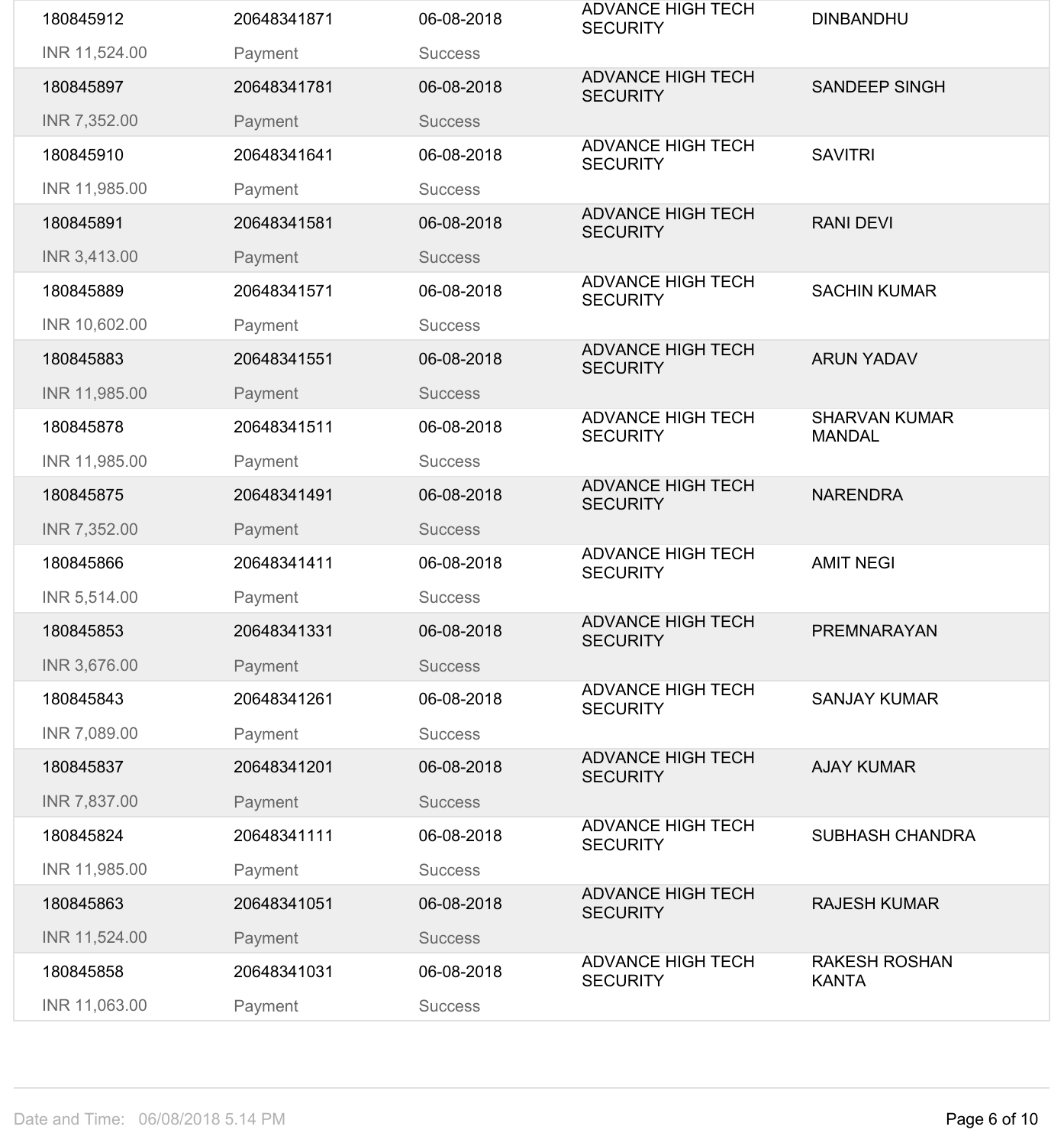| | | | | |
|---|---|---|---|---|
| 180845912 | 20648341871 | 06-08-2018 | ADVANCE HIGH TECH SECURITY | DINBANDHU |
| INR 11,524.00 | Payment | Success | | |
| 180845897 | 20648341781 | 06-08-2018 | ADVANCE HIGH TECH SECURITY | SANDEEP SINGH |
| INR 7,352.00 | Payment | Success | | |
| 180845910 | 20648341641 | 06-08-2018 | ADVANCE HIGH TECH SECURITY | SAVITRI |
| INR 11,985.00 | Payment | Success | | |
| 180845891 | 20648341581 | 06-08-2018 | ADVANCE HIGH TECH SECURITY | RANI DEVI |
| INR 3,413.00 | Payment | Success | | |
| 180845889 | 20648341571 | 06-08-2018 | ADVANCE HIGH TECH SECURITY | SACHIN KUMAR |
| INR 10,602.00 | Payment | Success | | |
| 180845883 | 20648341551 | 06-08-2018 | ADVANCE HIGH TECH SECURITY | ARUN YADAV |
| INR 11,985.00 | Payment | Success | | |
| 180845878 | 20648341511 | 06-08-2018 | ADVANCE HIGH TECH SECURITY | SHARVAN KUMAR MANDAL |
| INR 11,985.00 | Payment | Success | | |
| 180845875 | 20648341491 | 06-08-2018 | ADVANCE HIGH TECH SECURITY | NARENDRA |
| INR 7,352.00 | Payment | Success | | |
| 180845866 | 20648341411 | 06-08-2018 | ADVANCE HIGH TECH SECURITY | AMIT NEGI |
| INR 5,514.00 | Payment | Success | | |
| 180845853 | 20648341331 | 06-08-2018 | ADVANCE HIGH TECH SECURITY | PREMNARAYAN |
| INR 3,676.00 | Payment | Success | | |
| 180845843 | 20648341261 | 06-08-2018 | ADVANCE HIGH TECH SECURITY | SANJAY KUMAR |
| INR 7,089.00 | Payment | Success | | |
| 180845837 | 20648341201 | 06-08-2018 | ADVANCE HIGH TECH SECURITY | AJAY KUMAR |
| INR 7,837.00 | Payment | Success | | |
| 180845824 | 20648341111 | 06-08-2018 | ADVANCE HIGH TECH SECURITY | SUBHASH CHANDRA |
| INR 11,985.00 | Payment | Success | | |
| 180845863 | 20648341051 | 06-08-2018 | ADVANCE HIGH TECH SECURITY | RAJESH KUMAR |
| INR 11,524.00 | Payment | Success | | |
| 180845858 | 20648341031 | 06-08-2018 | ADVANCE HIGH TECH SECURITY | RAKESH ROSHAN KANTA |
| INR 11,063.00 | Payment | Success | | |

Date and Time: 06/08/2018 5.14 PM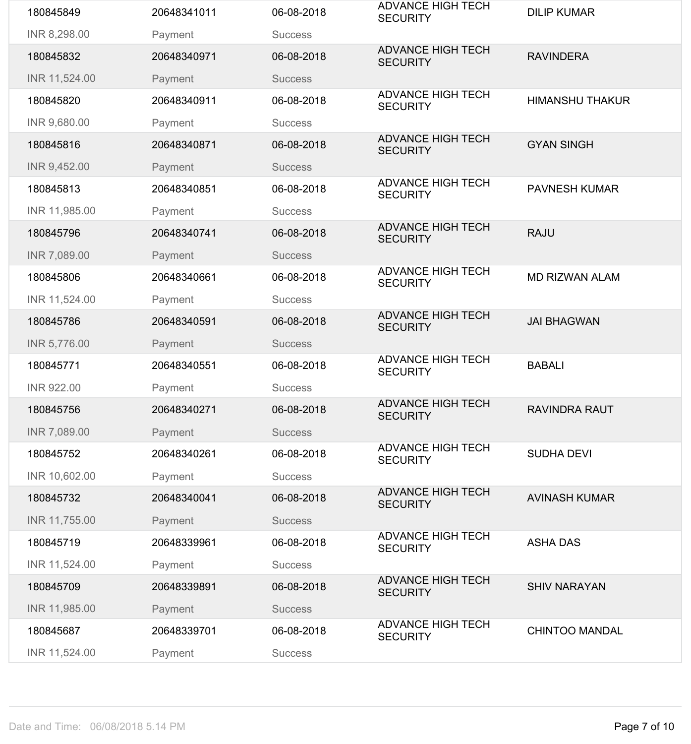| | | | | |
|---|---|---|---|---|
| 180845849 | 20648341011 | 06-08-2018 | ADVANCE HIGH TECH SECURITY | DILIP KUMAR |
| INR 8,298.00 | Payment | Success | | |
| 180845832 | 20648340971 | 06-08-2018 | ADVANCE HIGH TECH SECURITY | RAVINDERA |
| INR 11,524.00 | Payment | Success | | |
| 180845820 | 20648340911 | 06-08-2018 | ADVANCE HIGH TECH SECURITY | HIMANSHU THAKUR |
| INR 9,680.00 | Payment | Success | | |
| 180845816 | 20648340871 | 06-08-2018 | ADVANCE HIGH TECH SECURITY | GYAN SINGH |
| INR 9,452.00 | Payment | Success | | |
| 180845813 | 20648340851 | 06-08-2018 | ADVANCE HIGH TECH SECURITY | PAVNESH KUMAR |
| INR 11,985.00 | Payment | Success | | |
| 180845796 | 20648340741 | 06-08-2018 | ADVANCE HIGH TECH SECURITY | RAJU |
| INR 7,089.00 | Payment | Success | | |
| 180845806 | 20648340661 | 06-08-2018 | ADVANCE HIGH TECH SECURITY | MD RIZWAN ALAM |
| INR 11,524.00 | Payment | Success | | |
| 180845786 | 20648340591 | 06-08-2018 | ADVANCE HIGH TECH SECURITY | JAI BHAGWAN |
| INR 5,776.00 | Payment | Success | | |
| 180845771 | 20648340551 | 06-08-2018 | ADVANCE HIGH TECH SECURITY | BABALI |
| INR 922.00 | Payment | Success | | |
| 180845756 | 20648340271 | 06-08-2018 | ADVANCE HIGH TECH SECURITY | RAVINDRA RAUT |
| INR 7,089.00 | Payment | Success | | |
| 180845752 | 20648340261 | 06-08-2018 | ADVANCE HIGH TECH SECURITY | SUDHA DEVI |
| INR 10,602.00 | Payment | Success | | |
| 180845732 | 20648340041 | 06-08-2018 | ADVANCE HIGH TECH SECURITY | AVINASH KUMAR |
| INR 11,755.00 | Payment | Success | | |
| 180845719 | 20648339961 | 06-08-2018 | ADVANCE HIGH TECH SECURITY | ASHA DAS |
| INR 11,524.00 | Payment | Success | | |
| 180845709 | 20648339891 | 06-08-2018 | ADVANCE HIGH TECH SECURITY | SHIV NARAYAN |
| INR 11,985.00 | Payment | Success | | |
| 180845687 | 20648339701 | 06-08-2018 | ADVANCE HIGH TECH SECURITY | CHINTOO MANDAL |
| INR 11,524.00 | Payment | Success | | |

Date and Time: 06/08/2018 5.14 PM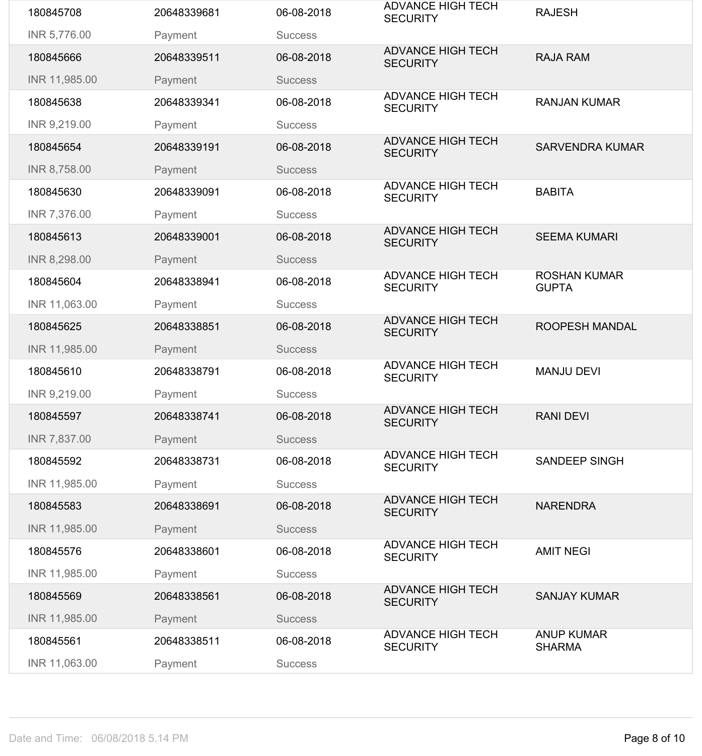| | | | | |
|---|---|---|---|---|
| 180845708<br>INR 5,776.00 | 20648339681<br>Payment | 06-08-2018<br>Success | ADVANCE HIGH TECH SECURITY | RAJESH |
| 180845666<br>INR 11,985.00 | 20648339511<br>Payment | 06-08-2018<br>Success | ADVANCE HIGH TECH SECURITY | RAJA RAM |
| 180845638<br>INR 9,219.00 | 20648339341<br>Payment | 06-08-2018<br>Success | ADVANCE HIGH TECH SECURITY | RANJAN KUMAR |
| 180845654<br>INR 8,758.00 | 20648339191<br>Payment | 06-08-2018<br>Success | ADVANCE HIGH TECH SECURITY | SARVENDRA KUMAR |
| 180845630<br>INR 7,376.00 | 20648339091<br>Payment | 06-08-2018<br>Success | ADVANCE HIGH TECH SECURITY | BABITA |
| 180845613<br>INR 8,298.00 | 20648339001<br>Payment | 06-08-2018<br>Success | ADVANCE HIGH TECH SECURITY | SEEMA KUMARI |
| 180845604<br>INR 11,063.00 | 20648338941<br>Payment | 06-08-2018<br>Success | ADVANCE HIGH TECH SECURITY | ROSHAN KUMAR GUPTA |
| 180845625<br>INR 11,985.00 | 20648338851<br>Payment | 06-08-2018<br>Success | ADVANCE HIGH TECH SECURITY | ROOPESH MANDAL |
| 180845610<br>INR 9,219.00 | 20648338791<br>Payment | 06-08-2018<br>Success | ADVANCE HIGH TECH SECURITY | MANJU DEVI |
| 180845597<br>INR 7,837.00 | 20648338741<br>Payment | 06-08-2018<br>Success | ADVANCE HIGH TECH SECURITY | RANI DEVI |
| 180845592<br>INR 11,985.00 | 20648338731<br>Payment | 06-08-2018<br>Success | ADVANCE HIGH TECH SECURITY | SANDEEP SINGH |
| 180845583<br>INR 11,985.00 | 20648338691<br>Payment | 06-08-2018<br>Success | ADVANCE HIGH TECH SECURITY | NARENDRA |
| 180845576<br>INR 11,985.00 | 20648338601<br>Payment | 06-08-2018<br>Success | ADVANCE HIGH TECH SECURITY | AMIT NEGI |
| 180845569<br>INR 11,985.00 | 20648338561<br>Payment | 06-08-2018<br>Success | ADVANCE HIGH TECH SECURITY | SANJAY KUMAR |
| 180845561<br>INR 11,063.00 | 20648338511<br>Payment | 06-08-2018<br>Success | ADVANCE HIGH TECH SECURITY | ANUP KUMAR SHARMA |

Date and Time: 06/08/2018 5.14 PM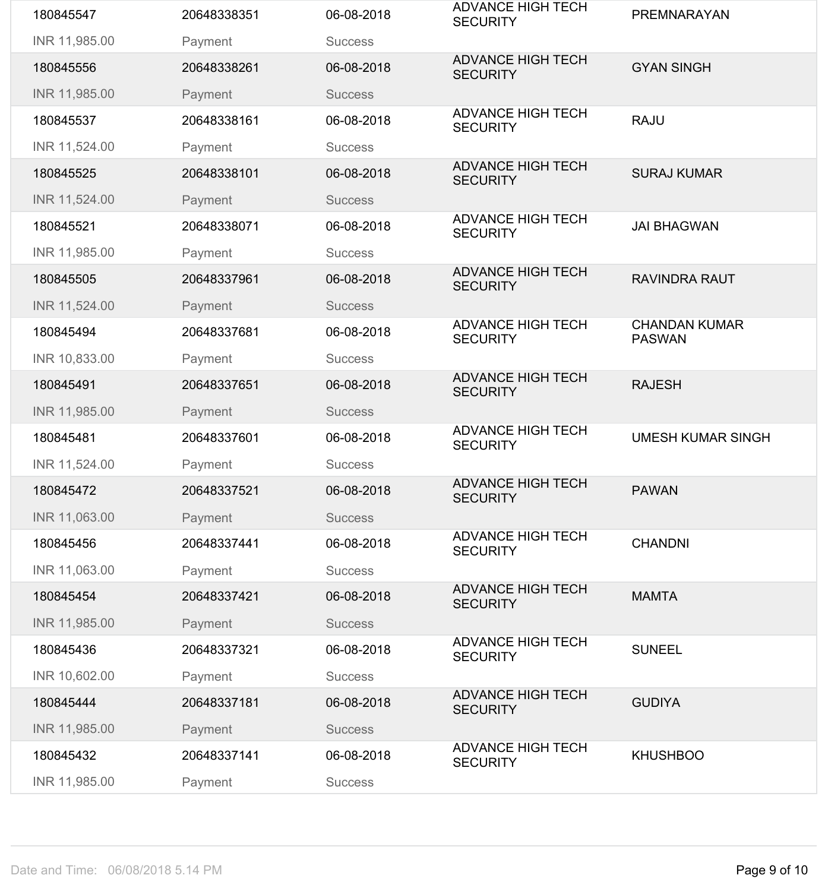| | | | | |
|---|---|---|---|---|
| 180845547 | 20648338351 | 06-08-2018 | ADVANCE HIGH TECH SECURITY | PREMNARAYAN |
| INR 11,985.00 | Payment | Success | | |
| 180845556 | 20648338261 | 06-08-2018 | ADVANCE HIGH TECH SECURITY | GYAN SINGH |
| INR 11,985.00 | Payment | Success | | |
| 180845537 | 20648338161 | 06-08-2018 | ADVANCE HIGH TECH SECURITY | RAJU |
| INR 11,524.00 | Payment | Success | | |
| 180845525 | 20648338101 | 06-08-2018 | ADVANCE HIGH TECH SECURITY | SURAJ KUMAR |
| INR 11,524.00 | Payment | Success | | |
| 180845521 | 20648338071 | 06-08-2018 | ADVANCE HIGH TECH SECURITY | JAI BHAGWAN |
| INR 11,985.00 | Payment | Success | | |
| 180845505 | 20648337961 | 06-08-2018 | ADVANCE HIGH TECH SECURITY | RAVINDRA RAUT |
| INR 11,524.00 | Payment | Success | | |
| 180845494 | 20648337681 | 06-08-2018 | ADVANCE HIGH TECH SECURITY | CHANDAN KUMAR PASWAN |
| INR 10,833.00 | Payment | Success | | |
| 180845491 | 20648337651 | 06-08-2018 | ADVANCE HIGH TECH SECURITY | RAJESH |
| INR 11,985.00 | Payment | Success | | |
| 180845481 | 20648337601 | 06-08-2018 | ADVANCE HIGH TECH SECURITY | UMESH KUMAR SINGH |
| INR 11,524.00 | Payment | Success | | |
| 180845472 | 20648337521 | 06-08-2018 | ADVANCE HIGH TECH SECURITY | PAWAN |
| INR 11,063.00 | Payment | Success | | |
| 180845456 | 20648337441 | 06-08-2018 | ADVANCE HIGH TECH SECURITY | CHANDNI |
| INR 11,063.00 | Payment | Success | | |
| 180845454 | 20648337421 | 06-08-2018 | ADVANCE HIGH TECH SECURITY | MAMTA |
| INR 11,985.00 | Payment | Success | | |
| 180845436 | 20648337321 | 06-08-2018 | ADVANCE HIGH TECH SECURITY | SUNEEL |
| INR 10,602.00 | Payment | Success | | |
| 180845444 | 20648337181 | 06-08-2018 | ADVANCE HIGH TECH SECURITY | GUDIYA |
| INR 11,985.00 | Payment | Success | | |
| 180845432 | 20648337141 | 06-08-2018 | ADVANCE HIGH TECH SECURITY | KHUSHBOO |
| INR 11,985.00 | Payment | Success | | |

Date and Time: 06/08/2018 5.14 PM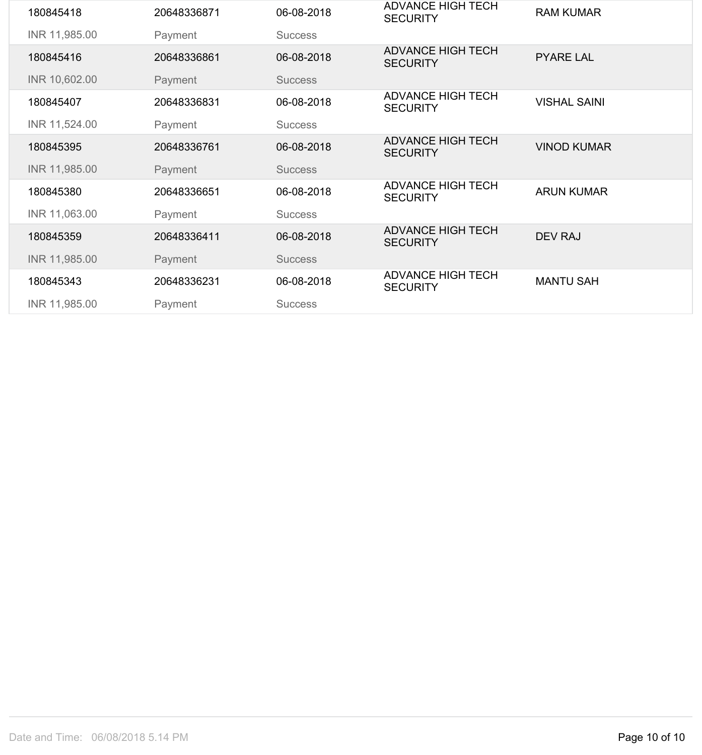| | | | | |
|---|---|---|---|---|
| 180845418 | 20648336871 | 06-08-2018 | ADVANCE HIGH TECH SECURITY | RAM KUMAR |
| INR 11,985.00 | Payment | Success | | |
| 180845416 | 20648336861 | 06-08-2018 | ADVANCE HIGH TECH SECURITY | PYARE LAL |
| INR 10,602.00 | Payment | Success | | |
| 180845407 | 20648336831 | 06-08-2018 | ADVANCE HIGH TECH SECURITY | VISHAL SAINI |
| INR 11,524.00 | Payment | Success | | |
| 180845395 | 20648336761 | 06-08-2018 | ADVANCE HIGH TECH SECURITY | VINOD KUMAR |
| INR 11,985.00 | Payment | Success | | |
| 180845380 | 20648336651 | 06-08-2018 | ADVANCE HIGH TECH SECURITY | ARUN KUMAR |
| INR 11,063.00 | Payment | Success | | |
| 180845359 | 20648336411 | 06-08-2018 | ADVANCE HIGH TECH SECURITY | DEV RAJ |
| INR 11,985.00 | Payment | Success | | |
| 180845343 | 20648336231 | 06-08-2018 | ADVANCE HIGH TECH SECURITY | MANTU SAH |
| INR 11,985.00 | Payment | Success | | |

Date and Time: 06/08/2018 5.14 PM